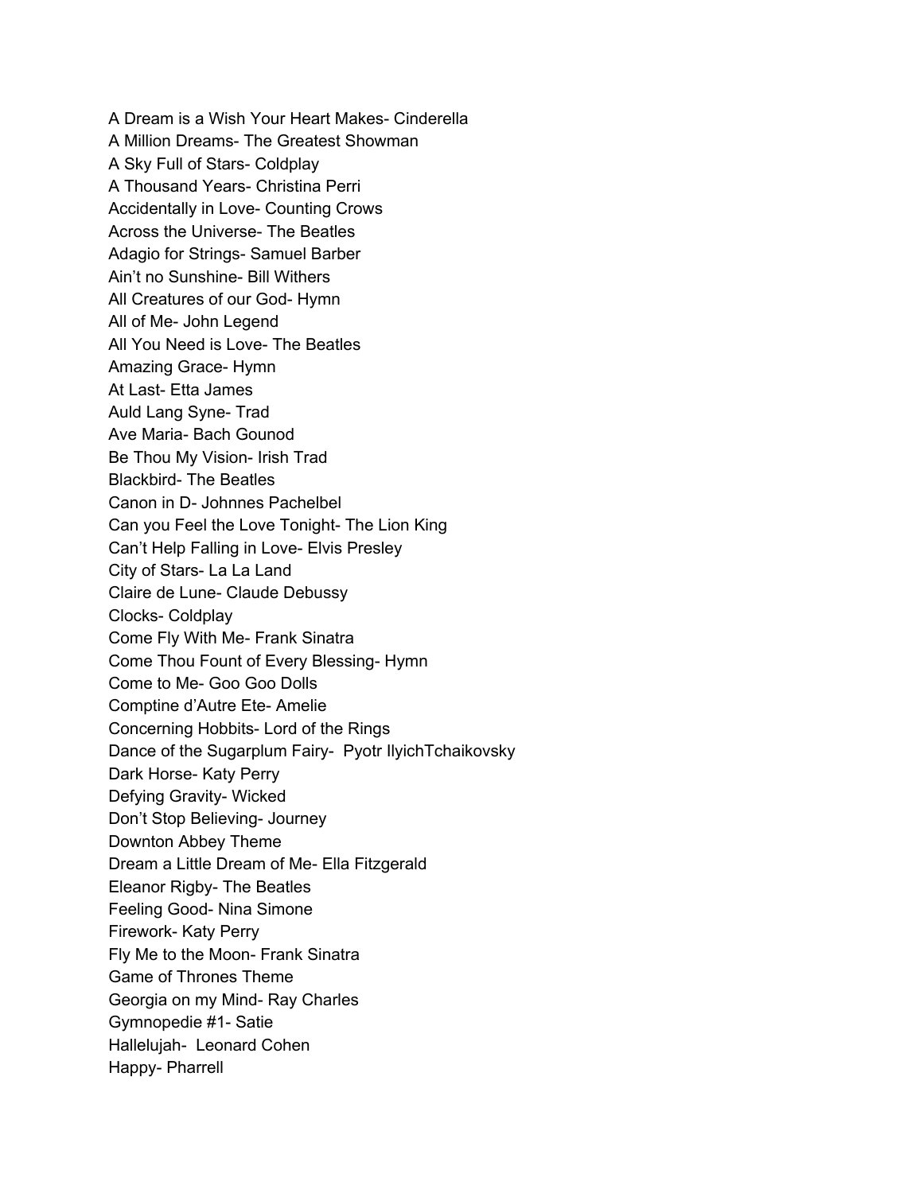A Dream is a Wish Your Heart Makes- Cinderella
A Million Dreams- The Greatest Showman
A Sky Full of Stars- Coldplay
A Thousand Years- Christina Perri
Accidentally in Love- Counting Crows
Across the Universe- The Beatles
Adagio for Strings- Samuel Barber
Ain't no Sunshine- Bill Withers
All Creatures of our God- Hymn
All of Me- John Legend
All You Need is Love- The Beatles
Amazing Grace- Hymn
At Last- Etta James
Auld Lang Syne- Trad
Ave Maria- Bach Gounod
Be Thou My Vision- Irish Trad
Blackbird- The Beatles
Canon in D- Johnnes Pachelbel
Can you Feel the Love Tonight- The Lion King
Can't Help Falling in Love- Elvis Presley
City of Stars- La La Land
Claire de Lune- Claude Debussy
Clocks- Coldplay
Come Fly With Me- Frank Sinatra
Come Thou Fount of Every Blessing- Hymn
Come to Me- Goo Goo Dolls
Comptine d'Autre Ete- Amelie
Concerning Hobbits- Lord of the Rings
Dance of the Sugarplum Fairy- Pyotr IlyichTchaikovsky
Dark Horse- Katy Perry
Defying Gravity- Wicked
Don't Stop Believing- Journey
Downton Abbey Theme
Dream a Little Dream of Me- Ella Fitzgerald
Eleanor Rigby- The Beatles
Feeling Good- Nina Simone
Firework- Katy Perry
Fly Me to the Moon- Frank Sinatra
Game of Thrones Theme
Georgia on my Mind- Ray Charles
Gymnopedie #1- Satie
Hallelujah- Leonard Cohen
Happy- Pharrell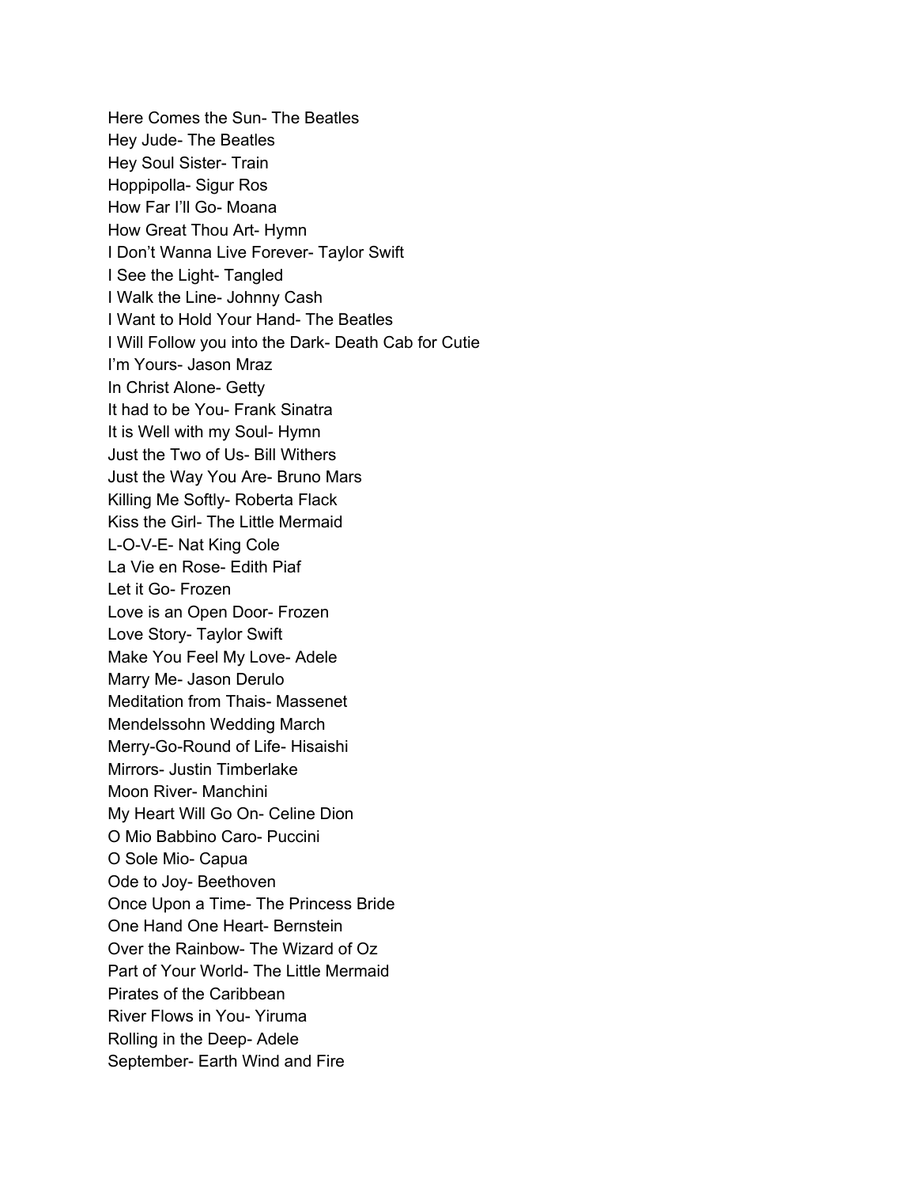Here Comes the Sun- The Beatles
Hey Jude- The Beatles
Hey Soul Sister- Train
Hoppipolla- Sigur Ros
How Far I'll Go- Moana
How Great Thou Art- Hymn
I Don't Wanna Live Forever- Taylor Swift
I See the Light- Tangled
I Walk the Line- Johnny Cash
I Want to Hold Your Hand- The Beatles
I Will Follow you into the Dark- Death Cab for Cutie
I'm Yours- Jason Mraz
In Christ Alone- Getty
It had to be You- Frank Sinatra
It is Well with my Soul- Hymn
Just the Two of Us- Bill Withers
Just the Way You Are- Bruno Mars
Killing Me Softly- Roberta Flack
Kiss the Girl- The Little Mermaid
L-O-V-E- Nat King Cole
La Vie en Rose- Edith Piaf
Let it Go- Frozen
Love is an Open Door- Frozen
Love Story- Taylor Swift
Make You Feel My Love- Adele
Marry Me- Jason Derulo
Meditation from Thais- Massenet
Mendelssohn Wedding March
Merry-Go-Round of Life- Hisaishi
Mirrors- Justin Timberlake
Moon River- Manchini
My Heart Will Go On- Celine Dion
O Mio Babbino Caro- Puccini
O Sole Mio- Capua
Ode to Joy- Beethoven
Once Upon a Time- The Princess Bride
One Hand One Heart- Bernstein
Over the Rainbow- The Wizard of Oz
Part of Your World- The Little Mermaid
Pirates of the Caribbean
River Flows in You- Yiruma
Rolling in the Deep- Adele
September- Earth Wind and Fire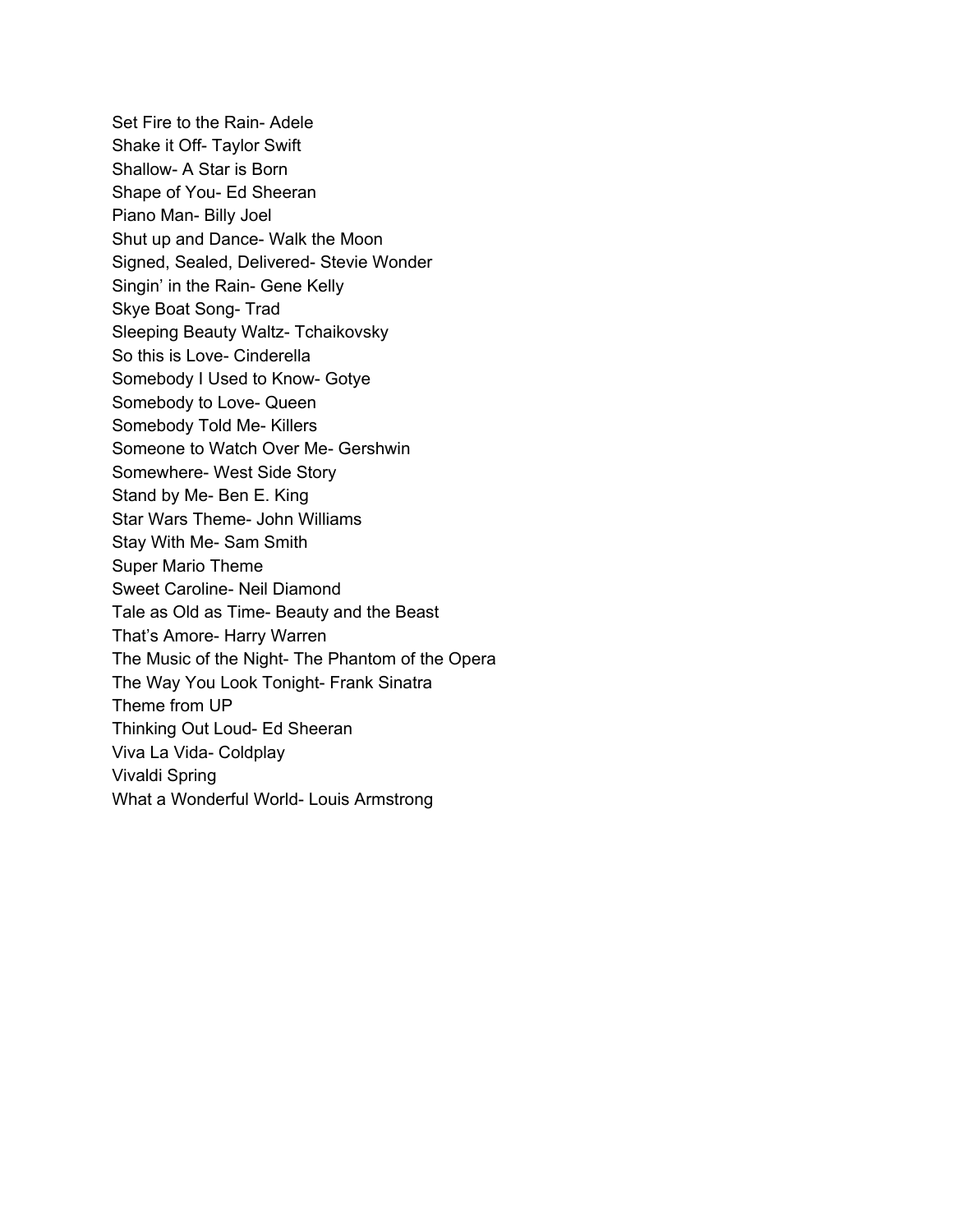Set Fire to the Rain- Adele
Shake it Off- Taylor Swift
Shallow- A Star is Born
Shape of You- Ed Sheeran
Piano Man- Billy Joel
Shut up and Dance- Walk the Moon
Signed, Sealed, Delivered- Stevie Wonder
Singin' in the Rain- Gene Kelly
Skye Boat Song- Trad
Sleeping Beauty Waltz- Tchaikovsky
So this is Love- Cinderella
Somebody I Used to Know- Gotye
Somebody to Love- Queen
Somebody Told Me- Killers
Someone to Watch Over Me- Gershwin
Somewhere- West Side Story
Stand by Me- Ben E. King
Star Wars Theme- John Williams
Stay With Me- Sam Smith
Super Mario Theme
Sweet Caroline- Neil Diamond
Tale as Old as Time- Beauty and the Beast
That's Amore- Harry Warren
The Music of the Night- The Phantom of the Opera
The Way You Look Tonight- Frank Sinatra
Theme from UP
Thinking Out Loud- Ed Sheeran
Viva La Vida- Coldplay
Vivaldi Spring
What a Wonderful World- Louis Armstrong